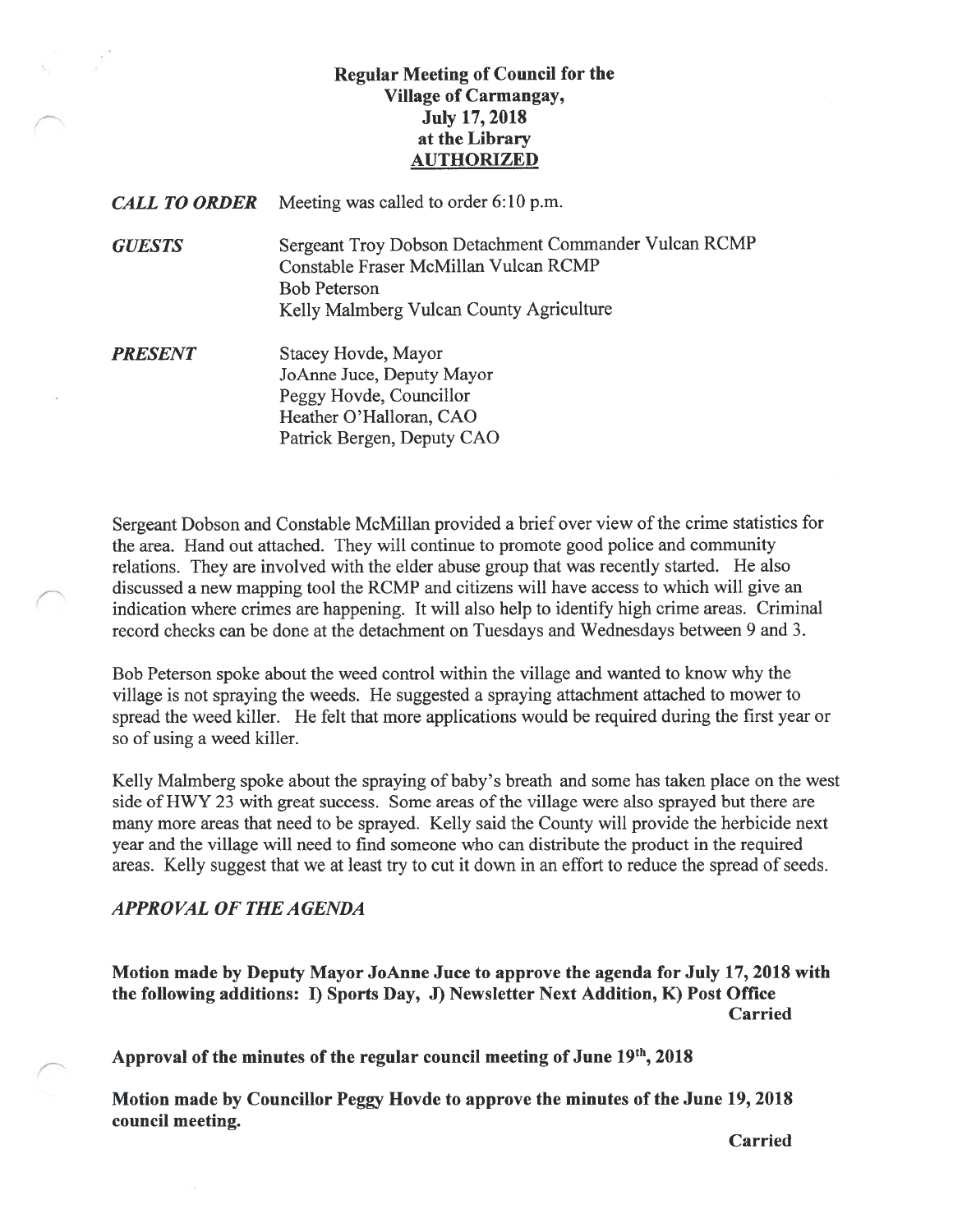**Regular Meeting of Council for the Village of Carmangay, July 17, 2018 at the Library**
**AUTHORIZED**

***CALL TO ORDER*** Meeting was called to order 6:10 p.m.

***GUESTS*** Sergeant Troy Dobson Detachment Commander Vulcan RCMP
Constable Fraser McMillan Vulcan RCMP
Bob Peterson
Kelly Malmberg Vulcan County Agriculture

***PRESENT*** Stacey Hovde, Mayor
JoAnne Juce, Deputy Mayor
Peggy Hovde, Councillor
Heather O'Halloran, CAO
Patrick Bergen, Deputy CAO

Sergeant Dobson and Constable McMillan provided a brief over view of the crime statistics for the area. Hand out attached. They will continue to promote good police and community relations. They are involved with the elder abuse group that was recently started. He also discussed a new mapping tool the RCMP and citizens will have access to which will give an indication where crimes are happening. It will also help to identify high crime areas. Criminal record checks can be done at the detachment on Tuesdays and Wednesdays between 9 and 3.

Bob Peterson spoke about the weed control within the village and wanted to know why the village is not spraying the weeds. He suggested a spraying attachment attached to mower to spread the weed killer. He felt that more applications would be required during the first year or so of using a weed killer.

Kelly Malmberg spoke about the spraying of baby's breath and some has taken place on the west side of HWY 23 with great success. Some areas of the village were also sprayed but there are many more areas that need to be sprayed. Kelly said the County will provide the herbicide next year and the village will need to find someone who can distribute the product in the required areas. Kelly suggest that we at least try to cut it down in an effort to reduce the spread of seeds.

***APPROVAL OF THE AGENDA***

**Motion made by Deputy Mayor JoAnne Juce to approve the agenda for July 17, 2018 with the following additions: I) Sports Day, J) Newsletter Next Addition, K) Post Office**
**Carried**

**Approval of the minutes of the regular council meeting of June 19th, 2018**

**Motion made by Councillor Peggy Hovde to approve the minutes of the June 19, 2018 council meeting.**
**Carried**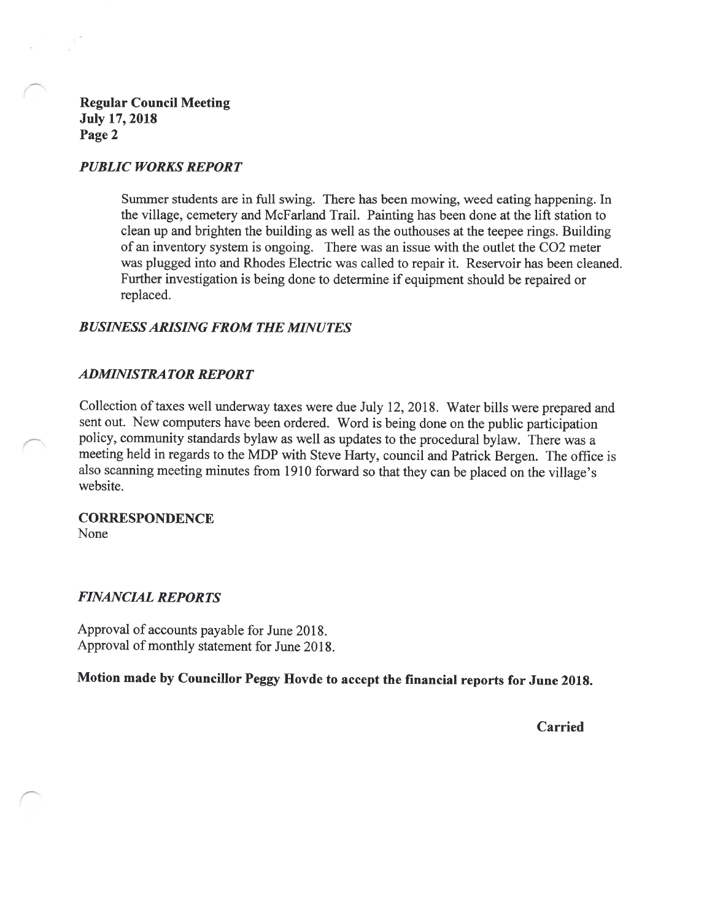**Regular Council Meeting**
**July 17, 2018**
**Page 2**

### *PUBLIC WORKS REPORT*

Summer students are in full swing. There has been mowing, weed eating happening. In the village, cemetery and McFarland Trail. Painting has been done at the lift station to clean up and brighten the building as well as the outhouses at the teepee rings. Building of an inventory system is ongoing. There was an issue with the outlet the CO2 meter was plugged into and Rhodes Electric was called to repair it. Reservoir has been cleaned. Further investigation is being done to determine if equipment should be repaired or replaced.

### *BUSINESS ARISING FROM THE MINUTES*

### *ADMINISTRATOR REPORT*

Collection of taxes well underway taxes were due July 12, 2018. Water bills were prepared and sent out. New computers have been ordered. Word is being done on the public participation policy, community standards bylaw as well as updates to the procedural bylaw. There was a meeting held in regards to the MDP with Steve Harty, council and Patrick Bergen. The office is also scanning meeting minutes from 1910 forward so that they can be placed on the village's website.

### CORRESPONDENCE

None

### *FINANCIAL REPORTS*

Approval of accounts payable for June 2018.
Approval of monthly statement for June 2018.

**Motion made by Councillor Peggy Hovde to accept the financial reports for June 2018.**

**Carried**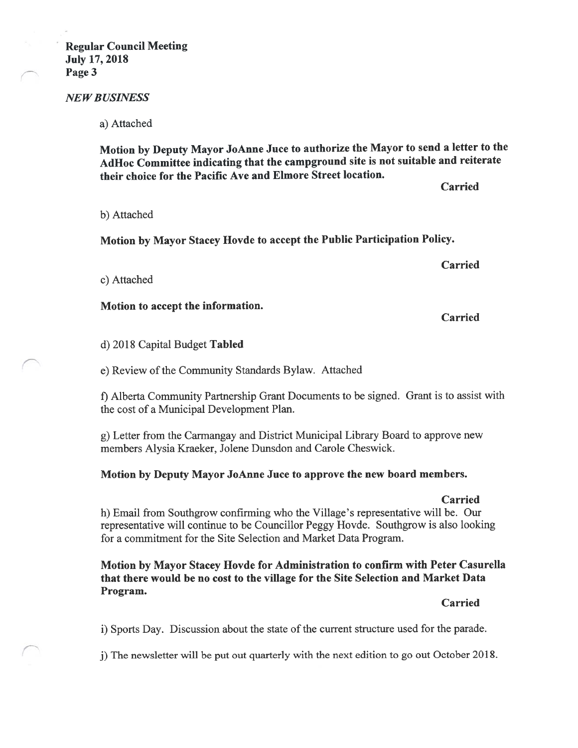*NEW BUSINESS*

a) Attached

**Motion by Deputy Mayor JoAnne Juce to authorize the Mayor to send a letter to the AdHoc Committee indicating that the campground site is not suitable and reiterate their choice for the Pacific Ave and Elmore Street location.**

**Carried**

b) Attached

**Motion by Mayor Stacey Hovde to accept the Public Participation Policy.**

**Carried**

c) Attached

**Motion to accept the information.**

**Carried**

d) 2018 Capital Budget **Tabled**

e) Review of the Community Standards Bylaw. Attached

f) Alberta Community Partnership Grant Documents to be signed. Grant is to assist with the cost of a Municipal Development Plan.

g) Letter from the Carmangay and District Municipal Library Board to approve new members Alysia Kraeker, Jolene Dunsdon and Carole Cheswick.

**Motion by Deputy Mayor JoAnne Juce to approve the new board members.**

**Carried**

h) Email from Southgrow confirming who the Village's representative will be. Our representative will continue to be Councillor Peggy Hovde. Southgrow is also looking for a commitment for the Site Selection and Market Data Program.

**Motion by Mayor Stacey Hovde for Administration to confirm with Peter Casurella that there would be no cost to the village for the Site Selection and Market Data Program.**

**Carried**

i) Sports Day. Discussion about the state of the current structure used for the parade.

j) The newsletter will be put out quarterly with the next edition to go out October 2018.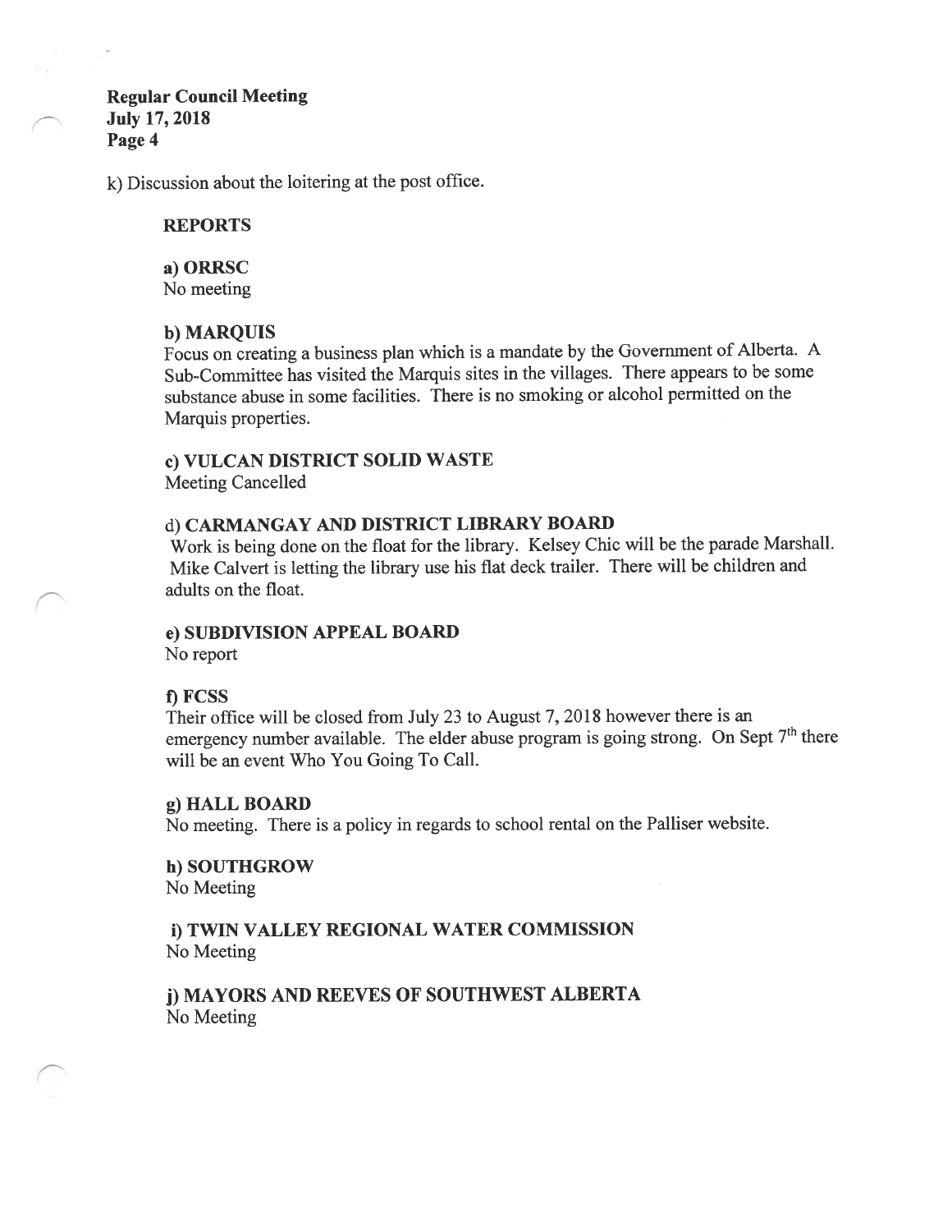k) Discussion about the loitering at the post office.

## REPORTS

**a) ORRSC**
No meeting

**b) MARQUIS**
Focus on creating a business plan which is a mandate by the Government of Alberta. A Sub-Committee has visited the Marquis sites in the villages. There appears to be some substance abuse in some facilities. There is no smoking or alcohol permitted on the Marquis properties.

**c) VULCAN DISTRICT SOLID WASTE**
Meeting Cancelled

**d) CARMANGAY AND DISTRICT LIBRARY BOARD**
Work is being done on the float for the library. Kelsey Chic will be the parade Marshall. Mike Calvert is letting the library use his flat deck trailer. There will be children and adults on the float.

**e) SUBDIVISION APPEAL BOARD**
No report

**f) FCSS**
Their office will be closed from July 23 to August 7, 2018 however there is an emergency number available. The elder abuse program is going strong. On Sept 7th there will be an event Who You Going To Call.

**g) HALL BOARD**
No meeting. There is a policy in regards to school rental on the Palliser website.

**h) SOUTHGROW**
No Meeting

**i) TWIN VALLEY REGIONAL WATER COMMISSION**
No Meeting

**j) MAYORS AND REEVES OF SOUTHWEST ALBERTA**
No Meeting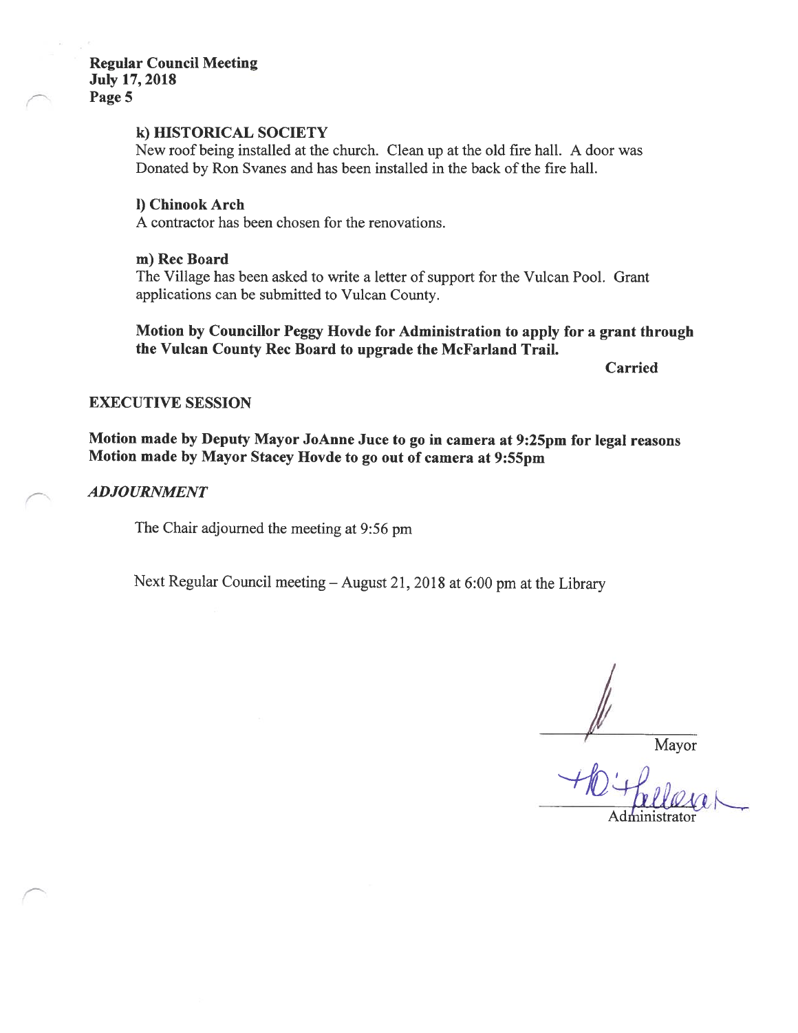**Regular Council Meeting**
**July 17, 2018**
**Page 5**

**k) HISTORICAL SOCIETY**
New roof being installed at the church. Clean up at the old fire hall. A door was Donated by Ron Svanes and has been installed in the back of the fire hall.

**l) Chinook Arch**
A contractor has been chosen for the renovations.

**m) Rec Board**
The Village has been asked to write a letter of support for the Vulcan Pool. Grant applications can be submitted to Vulcan County.

**Motion by Councillor Peggy Hovde for Administration to apply for a grant through the Vulcan County Rec Board to upgrade the McFarland Trail.**

**Carried**

**EXECUTIVE SESSION**

**Motion made by Deputy Mayor JoAnne Juce to go in camera at 9:25pm for legal reasons**
**Motion made by Mayor Stacey Hovde to go out of camera at 9:55pm**

***ADJOURNMENT***

The Chair adjourned the meeting at 9:56 pm

Next Regular Council meeting – August 21, 2018 at 6:00 pm at the Library

Mayor

Administrator